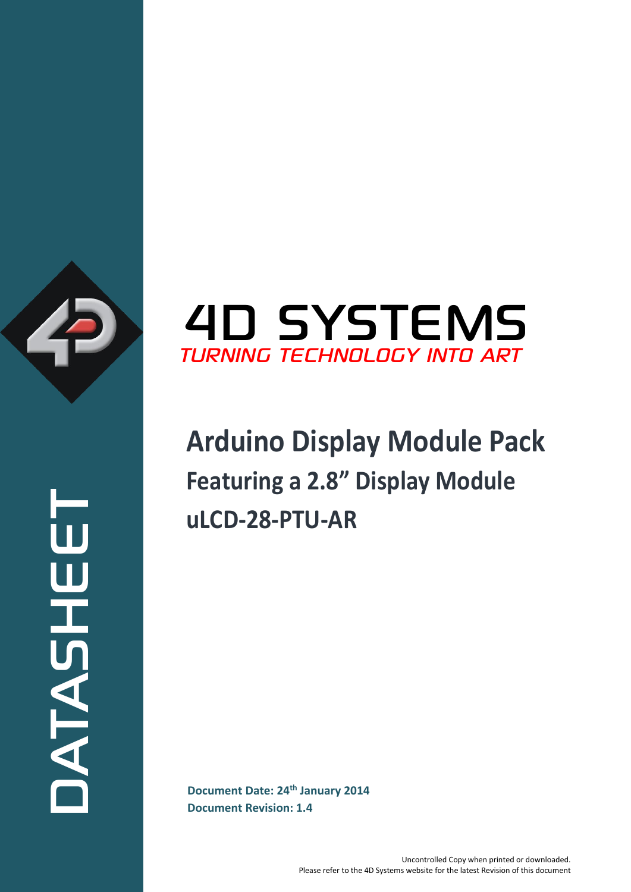DATASHEET

4D SYSTEMS

*TURNING TECHNOLOGY INTO ART*

# Arduino Display Module Pack

## Featuring a 2.8" Display Module

## uLCD-28-PTU-AR

**Document Date: 24th January 2014**

**Document Revision: 1.4**

Uncontrolled Copy when printed or downloaded.
Please refer to the 4D Systems website for the latest Revision of this document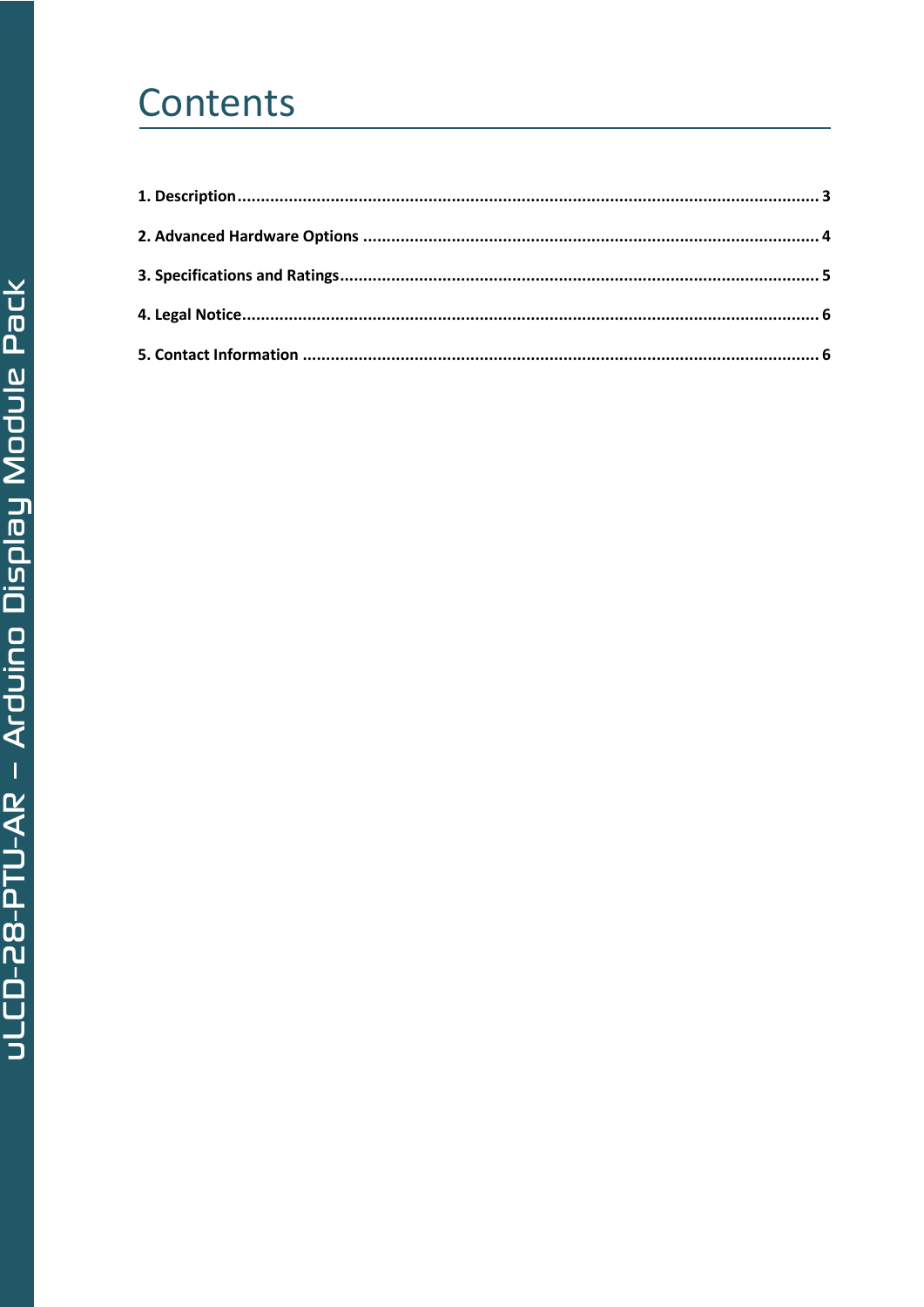# Contents

**1. Description** ........................................................................................................................... **3**

**2. Advanced Hardware Options** ................................................................................................ **4**

**3. Specifications and Ratings** ..................................................................................................... **5**

**4. Legal Notice** .......................................................................................................................... **6**

**5. Contact Information** ............................................................................................................. **6**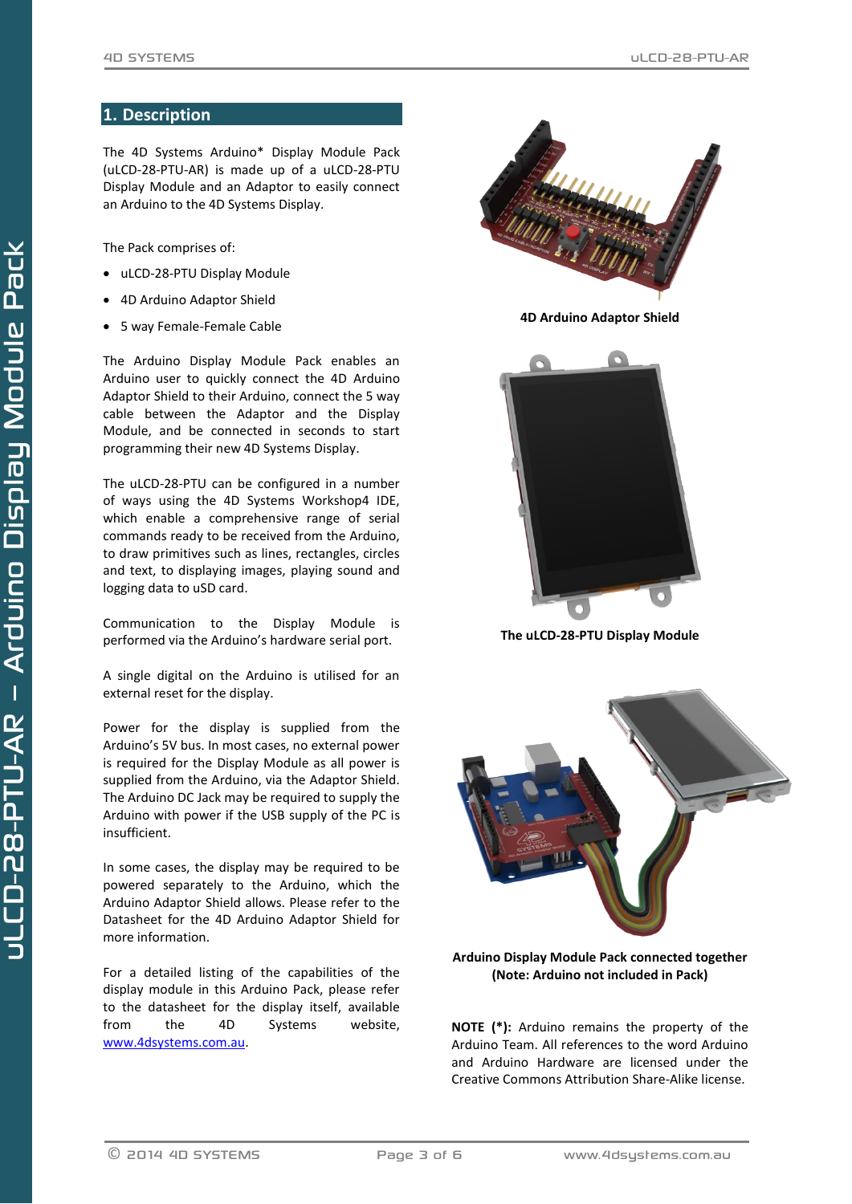## 1. Description

The 4D Systems Arduino* Display Module Pack (uLCD-28-PTU-AR) is made up of a uLCD-28-PTU Display Module and an Adaptor to easily connect an Arduino to the 4D Systems Display.

The Pack comprises of:

- uLCD-28-PTU Display Module
- 4D Arduino Adaptor Shield
- 5 way Female-Female Cable

The Arduino Display Module Pack enables an Arduino user to quickly connect the 4D Arduino Adaptor Shield to their Arduino, connect the 5 way cable between the Adaptor and the Display Module, and be connected in seconds to start programming their new 4D Systems Display.

The uLCD-28-PTU can be configured in a number of ways using the 4D Systems Workshop4 IDE, which enable a comprehensive range of serial commands ready to be received from the Arduino, to draw primitives such as lines, rectangles, circles and text, to displaying images, playing sound and logging data to uSD card.

Communication to the Display Module is performed via the Arduino's hardware serial port.

A single digital on the Arduino is utilised for an external reset for the display.

Power for the display is supplied from the Arduino's 5V bus. In most cases, no external power is required for the Display Module as all power is supplied from the Arduino, via the Adaptor Shield. The Arduino DC Jack may be required to supply the Arduino with power if the USB supply of the PC is insufficient.

In some cases, the display may be required to be powered separately to the Arduino, which the Arduino Adaptor Shield allows. Please refer to the Datasheet for the 4D Arduino Adaptor Shield for more information.

For a detailed listing of the capabilities of the display module in this Arduino Pack, please refer to the datasheet for the display itself, available from the 4D Systems website, [www.4dsystems.com.au](www.4dsystems.com.au).

**4D Arduino Adaptor Shield**

**The uLCD-28-PTU Display Module**

**Arduino Display Module Pack connected together**
**(Note: Arduino not included in Pack)**

**NOTE (*):** Arduino remains the property of the Arduino Team. All references to the word Arduino and Arduino Hardware are licensed under the Creative Commons Attribution Share-Alike license.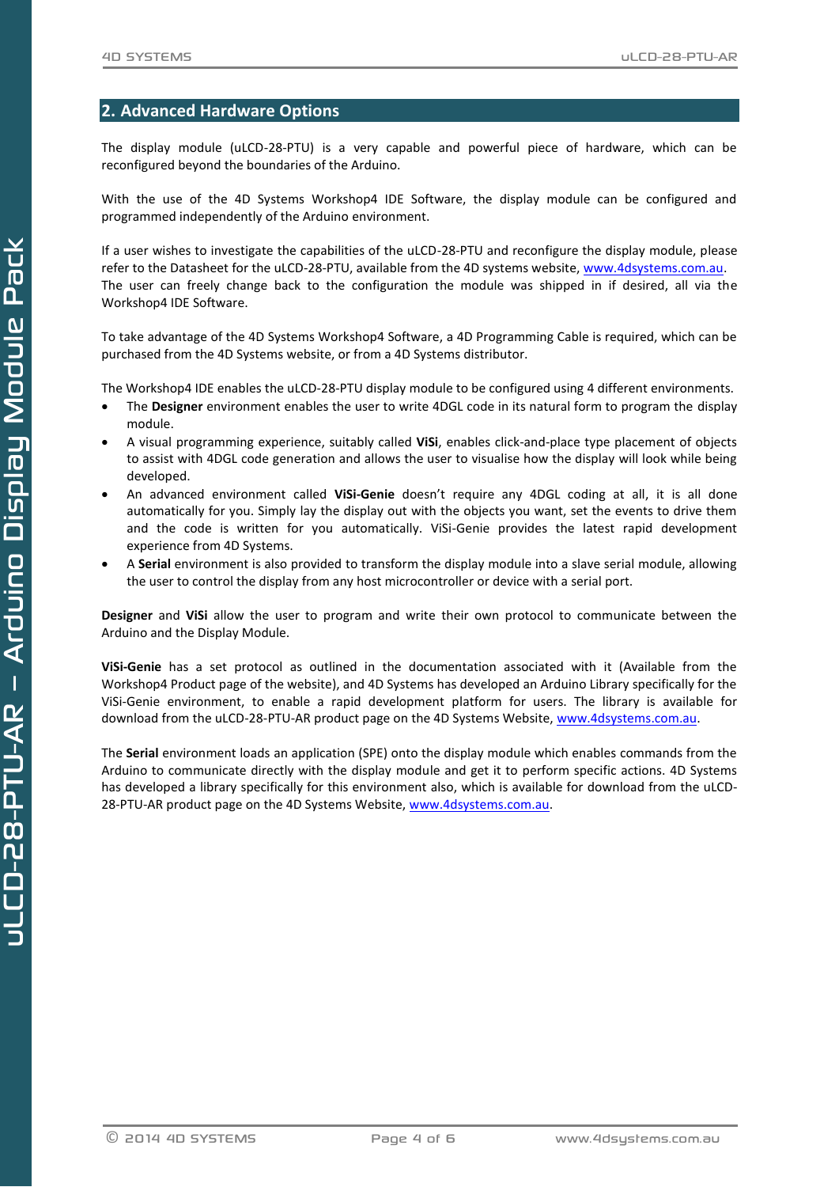## 2. Advanced Hardware Options

The display module (uLCD-28-PTU) is a very capable and powerful piece of hardware, which can be reconfigured beyond the boundaries of the Arduino.

With the use of the 4D Systems Workshop4 IDE Software, the display module can be configured and programmed independently of the Arduino environment.

If a user wishes to investigate the capabilities of the uLCD-28-PTU and reconfigure the display module, please refer to the Datasheet for the uLCD-28-PTU, available from the 4D systems website, www.4dsystems.com.au. The user can freely change back to the configuration the module was shipped in if desired, all via the Workshop4 IDE Software.

To take advantage of the 4D Systems Workshop4 Software, a 4D Programming Cable is required, which can be purchased from the 4D Systems website, or from a 4D Systems distributor.

The Workshop4 IDE enables the uLCD-28-PTU display module to be configured using 4 different environments.

- The **Designer** environment enables the user to write 4DGL code in its natural form to program the display module.
- A visual programming experience, suitably called **ViSi**, enables click-and-place type placement of objects to assist with 4DGL code generation and allows the user to visualise how the display will look while being developed.
- An advanced environment called **ViSi-Genie** doesn't require any 4DGL coding at all, it is all done automatically for you. Simply lay the display out with the objects you want, set the events to drive them and the code is written for you automatically. ViSi-Genie provides the latest rapid development experience from 4D Systems.
- A **Serial** environment is also provided to transform the display module into a slave serial module, allowing the user to control the display from any host microcontroller or device with a serial port.

**Designer** and **ViSi** allow the user to program and write their own protocol to communicate between the Arduino and the Display Module.

**ViSi-Genie** has a set protocol as outlined in the documentation associated with it (Available from the Workshop4 Product page of the website), and 4D Systems has developed an Arduino Library specifically for the ViSi-Genie environment, to enable a rapid development platform for users. The library is available for download from the uLCD-28-PTU-AR product page on the 4D Systems Website, www.4dsystems.com.au.

The **Serial** environment loads an application (SPE) onto the display module which enables commands from the Arduino to communicate directly with the display module and get it to perform specific actions. 4D Systems has developed a library specifically for this environment also, which is available for download from the uLCD-28-PTU-AR product page on the 4D Systems Website, www.4dsystems.com.au.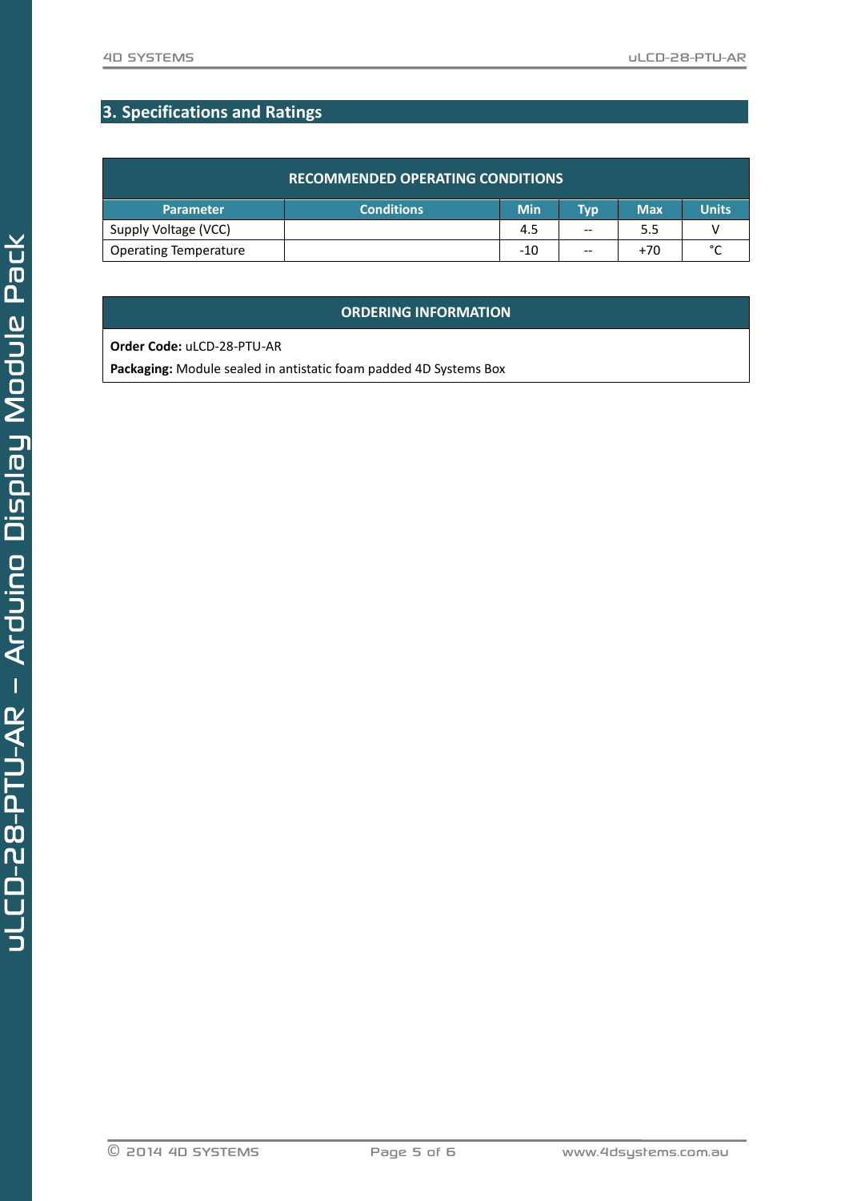## 3. Specifications and Ratings

| RECOMMENDED OPERATING CONDITIONS | | | | | |
|---|---|---|---|---|---|
| **Parameter** | **Conditions** | **Min** | **Typ** | **Max** | **Units** |
| Supply Voltage (VCC) | | 4.5 | -- | 5.5 | V |
| Operating Temperature | | -10 | -- | +70 | °C |

**ORDERING INFORMATION**

**Order Code:** uLCD-28-PTU-AR

**Packaging:** Module sealed in antistatic foam padded 4D Systems Box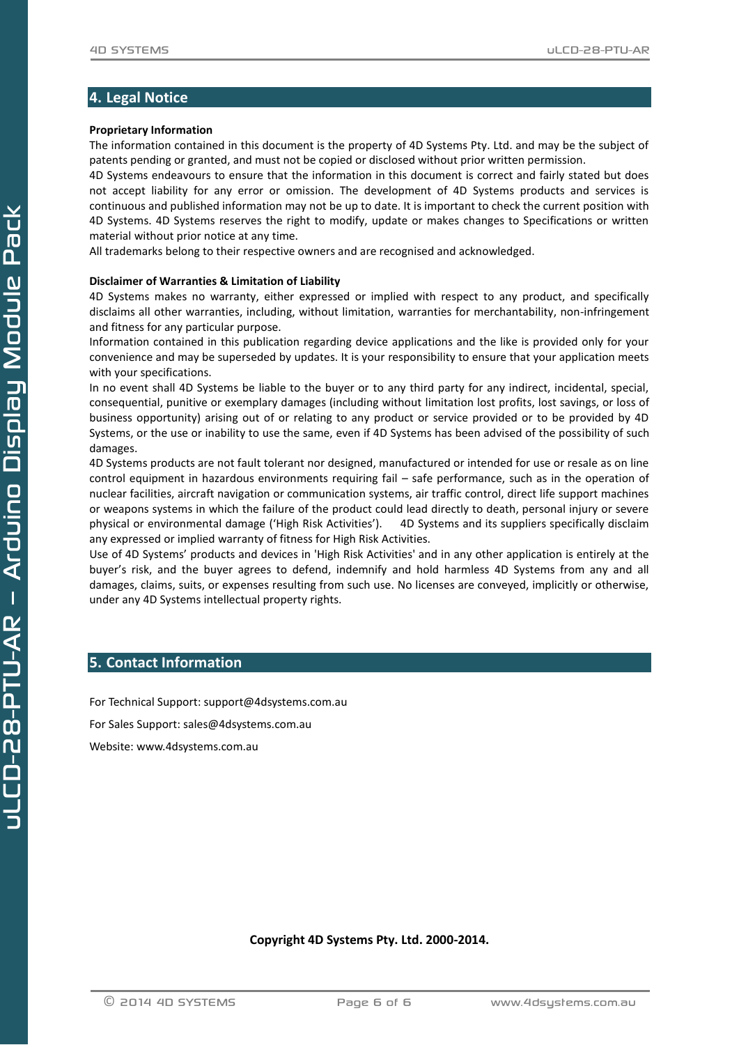## 4. Legal Notice

**Proprietary Information**

The information contained in this document is the property of 4D Systems Pty. Ltd. and may be the subject of patents pending or granted, and must not be copied or disclosed without prior written permission.

4D Systems endeavours to ensure that the information in this document is correct and fairly stated but does not accept liability for any error or omission. The development of 4D Systems products and services is continuous and published information may not be up to date. It is important to check the current position with 4D Systems. 4D Systems reserves the right to modify, update or makes changes to Specifications or written material without prior notice at any time.

All trademarks belong to their respective owners and are recognised and acknowledged.

**Disclaimer of Warranties & Limitation of Liability**

4D Systems makes no warranty, either expressed or implied with respect to any product, and specifically disclaims all other warranties, including, without limitation, warranties for merchantability, non-infringement and fitness for any particular purpose.

Information contained in this publication regarding device applications and the like is provided only for your convenience and may be superseded by updates. It is your responsibility to ensure that your application meets with your specifications.

In no event shall 4D Systems be liable to the buyer or to any third party for any indirect, incidental, special, consequential, punitive or exemplary damages (including without limitation lost profits, lost savings, or loss of business opportunity) arising out of or relating to any product or service provided or to be provided by 4D Systems, or the use or inability to use the same, even if 4D Systems has been advised of the possibility of such damages.

4D Systems products are not fault tolerant nor designed, manufactured or intended for use or resale as on line control equipment in hazardous environments requiring fail – safe performance, such as in the operation of nuclear facilities, aircraft navigation or communication systems, air traffic control, direct life support machines or weapons systems in which the failure of the product could lead directly to death, personal injury or severe physical or environmental damage ('High Risk Activities'). 4D Systems and its suppliers specifically disclaim any expressed or implied warranty of fitness for High Risk Activities.

Use of 4D Systems' products and devices in 'High Risk Activities' and in any other application is entirely at the buyer's risk, and the buyer agrees to defend, indemnify and hold harmless 4D Systems from any and all damages, claims, suits, or expenses resulting from such use. No licenses are conveyed, implicitly or otherwise, under any 4D Systems intellectual property rights.

## 5. Contact Information

For Technical Support: support@4dsystems.com.au

For Sales Support: sales@4dsystems.com.au

Website: www.4dsystems.com.au

**Copyright 4D Systems Pty. Ltd. 2000-2014.**